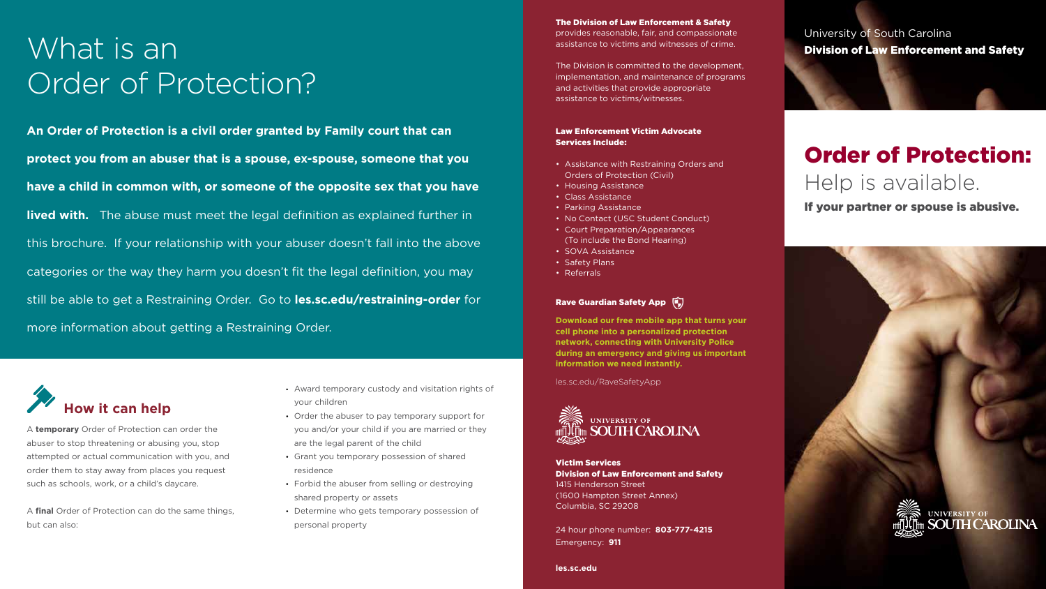# What is an Order of Protection?

**An Order of Protection is a civil order granted by Family court that can protect you from an abuser that is a spouse, ex-spouse, someone that you have a child in common with, or someone of the opposite sex that you have lived with.** The abuse must meet the legal definition as explained further in this brochure. If your relationship with your abuser doesn't fall into the above categories or the way they harm you doesn't fit the legal definition, you may still be able to get a Restraining Order. Go to **les.sc.edu/restraining-order** for more information about getting a Restraining Order.

## How it can help

A **temporary** Order of Protection can order the abuser to stop threatening or abusing you, stop attempted or actual communication with you, and order them to stay away from places you request such as schools, work, or a child's daycare.

A **final** Order of Protection can do the same things, but can also:

- Award temporary custody and visitation rights of your children
- Order the abuser to pay temporary support for you and/or your child if you are married or they are the legal parent of the child
- Grant you temporary possession of shared residence
- Forbid the abuser from selling or destroying shared property or assets
- Determine who gets temporary possession of personal property

**The Division of Law Enforcement & Safety** provides reasonable, fair, and compassionate assistance to victims and witnesses of crime.

The Division is committed to the development, implementation, and maintenance of programs and activities that provide appropriate assistance to victims/witnesses.

### Law Enforcement Victim Advocate Services Include:

- Assistance with Restraining Orders and Orders of Protection (Civil)
- Housing Assistance
- Class Assistance
- Parking Assistance
- No Contact (USC Student Conduct)
- Court Preparation/Appearances (To include the Bond Hearing)
- SOVA Assistance
- Safety Plans
- Referrals

### Rave Guardian Safety App

**Download our free mobile app that turns your cell phone into a personalized protection network, connecting with University Police during an emergency and giving us important information we need instantly.**

les.sc.edu/RaveSafetyApp

University of South Carolina

**Victim Services**
**Division of Law Enforcement and Safety**
1415 Henderson Street
(1600 Hampton Street Annex)
Columbia, SC 29208

24 hour phone number: **803-777-4215**
Emergency: **911**

**les.sc.edu**

University of South Carolina
**Division of Law Enforcement and Safety**

# Order of Protection: Help is available.

**If your partner or spouse is abusive.**

University of South Carolina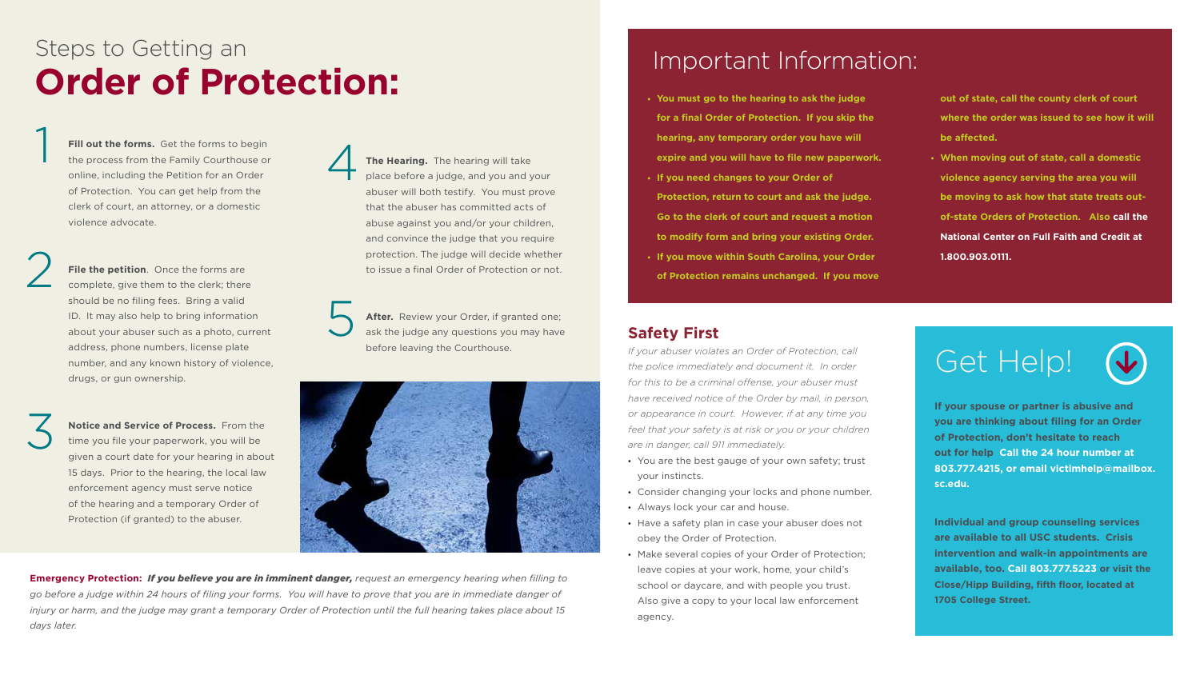# Steps to Getting an **Order of Protection:**

1. **Fill out the forms.** Get the forms to begin the process from the Family Courthouse or online, including the Petition for an Order of Protection. You can get help from the clerk of court, an attorney, or a domestic violence advocate.

2. **File the petition**. Once the forms are complete, give them to the clerk; there should be no filing fees. Bring a valid ID. It may also help to bring information about your abuser such as a photo, current address, phone numbers, license plate number, and any known history of violence, drugs, or gun ownership.

3. **Notice and Service of Process.** From the time you file your paperwork, you will be given a court date for your hearing in about 15 days. Prior to the hearing, the local law enforcement agency must serve notice of the hearing and a temporary Order of Protection (if granted) to the abuser.

4. **The Hearing.** The hearing will take place before a judge, and you and your abuser will both testify. You must prove that the abuser has committed acts of abuse against you and/or your children, and convince the judge that you require protection. The judge will decide whether to issue a final Order of Protection or not.

5. **After.** Review your Order, if granted one; ask the judge any questions you may have before leaving the Courthouse.

**Emergency Protection:** ***If you believe you are in imminent danger,*** *request an emergency hearing when filling to go before a judge within 24 hours of filing your forms. You will have to prove that you are in immediate danger of injury or harm, and the judge may grant a temporary Order of Protection until the full hearing takes place about 15 days later.*

## Important Information:

- **You must go to the hearing to ask the judge for a final Order of Protection. If you skip the hearing, any temporary order you have will expire and you will have to file new paperwork.**
- **If you need changes to your Order of Protection, return to court and ask the judge. Go to the clerk of court and request a motion to modify form and bring your existing Order.**
- **If you move within South Carolina, your Order of Protection remains unchanged. If you move out of state, call the county clerk of court where the order was issued to see how it will be affected.**
- **When moving out of state, call a domestic violence agency serving the area you will be moving to ask how that state treats out-of-state Orders of Protection. Also call the National Center on Full Faith and Credit at 1.800.903.0111.**

## Safety First

*If your abuser violates an Order of Protection, call the police immediately and document it. In order for this to be a criminal offense, your abuser must have received notice of the Order by mail, in person, or appearance in court. However, if at any time you feel that your safety is at risk or you or your children are in danger, call 911 immediately.*

- You are the best gauge of your own safety; trust your instincts.
- Consider changing your locks and phone number.
- Always lock your car and house.
- Have a safety plan in case your abuser does not obey the Order of Protection.
- Make several copies of your Order of Protection; leave copies at your work, home, your child's school or daycare, and with people you trust. Also give a copy to your local law enforcement agency.

## Get Help!

**If your spouse or partner is abusive and you are thinking about filing for an Order of Protection, don't hesitate to reach out for help. Call the 24 hour number at 803.777.4215, or email victimhelp@mailbox.sc.edu.**

**Individual and group counseling services are available to all USC students. Crisis intervention and walk-in appointments are available, too. Call 803.777.5223 or visit the Close/Hipp Building, fifth floor, located at 1705 College Street.**